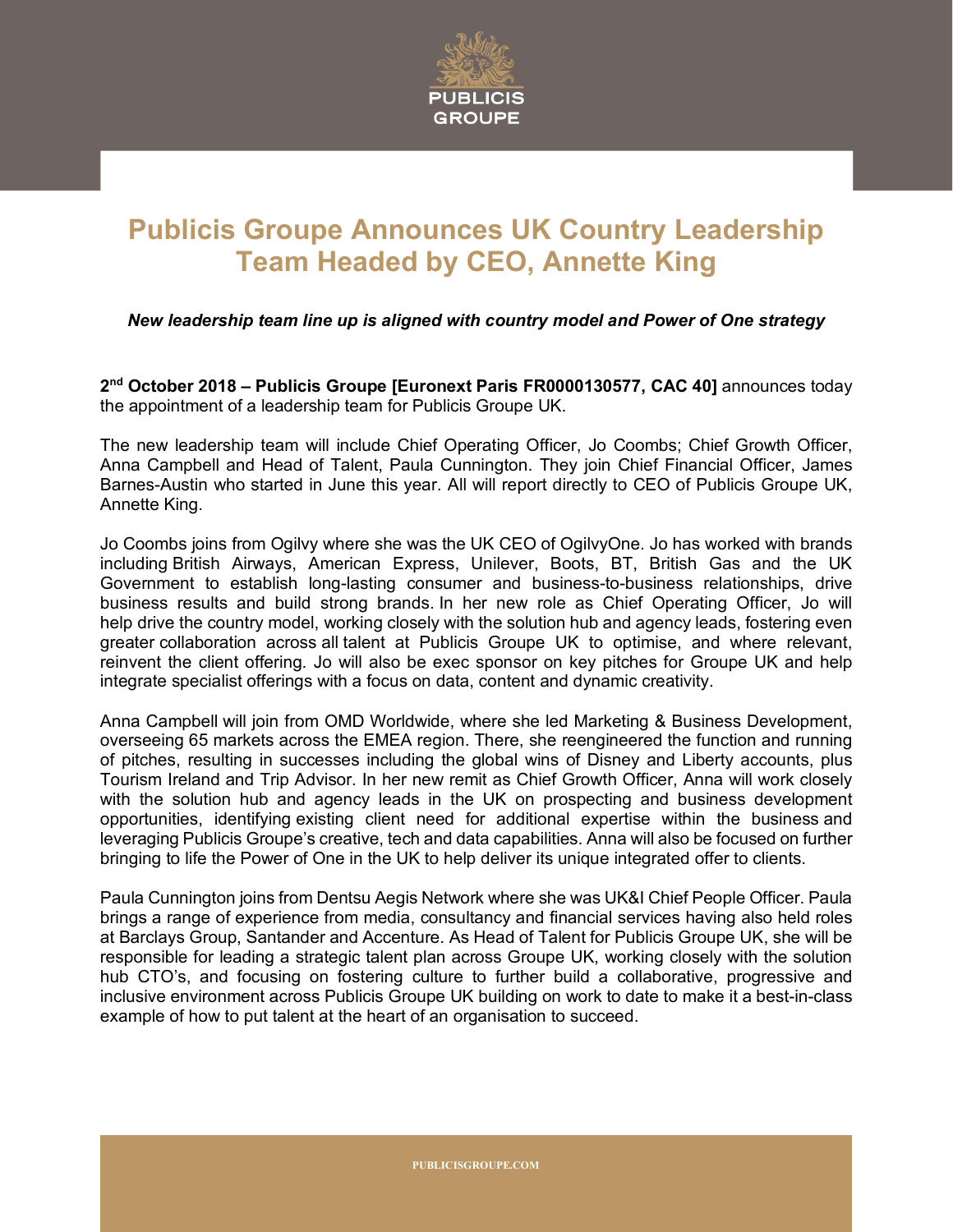# Publicis Groupe Announces UK Country Leadership Team Headed by CEO, Annette King

***New leadership team line up is aligned with country model and Power of One strategy***

**2nd October 2018 – Publicis Groupe [Euronext Paris FR0000130577, CAC 40]** announces today the appointment of a leadership team for Publicis Groupe UK.

The new leadership team will include Chief Operating Officer, Jo Coombs; Chief Growth Officer, Anna Campbell and Head of Talent, Paula Cunnington. They join Chief Financial Officer, James Barnes-Austin who started in June this year. All will report directly to CEO of Publicis Groupe UK, Annette King.

Jo Coombs joins from Ogilvy where she was the UK CEO of OgilvyOne. Jo has worked with brands including British Airways, American Express, Unilever, Boots, BT, British Gas and the UK Government to establish long-lasting consumer and business-to-business relationships, drive business results and build strong brands. In her new role as Chief Operating Officer, Jo will help drive the country model, working closely with the solution hub and agency leads, fostering even greater collaboration across all talent at Publicis Groupe UK to optimise, and where relevant, reinvent the client offering. Jo will also be exec sponsor on key pitches for Groupe UK and help integrate specialist offerings with a focus on data, content and dynamic creativity.

Anna Campbell will join from OMD Worldwide, where she led Marketing & Business Development, overseeing 65 markets across the EMEA region. There, she reengineered the function and running of pitches, resulting in successes including the global wins of Disney and Liberty accounts, plus Tourism Ireland and Trip Advisor. In her new remit as Chief Growth Officer, Anna will work closely with the solution hub and agency leads in the UK on prospecting and business development opportunities, identifying existing client need for additional expertise within the business and leveraging Publicis Groupe's creative, tech and data capabilities. Anna will also be focused on further bringing to life the Power of One in the UK to help deliver its unique integrated offer to clients.

Paula Cunnington joins from Dentsu Aegis Network where she was UK&I Chief People Officer. Paula brings a range of experience from media, consultancy and financial services having also held roles at Barclays Group, Santander and Accenture. As Head of Talent for Publicis Groupe UK, she will be responsible for leading a strategic talent plan across Groupe UK, working closely with the solution hub CTO's, and focusing on fostering culture to further build a collaborative, progressive and inclusive environment across Publicis Groupe UK building on work to date to make it a best-in-class example of how to put talent at the heart of an organisation to succeed.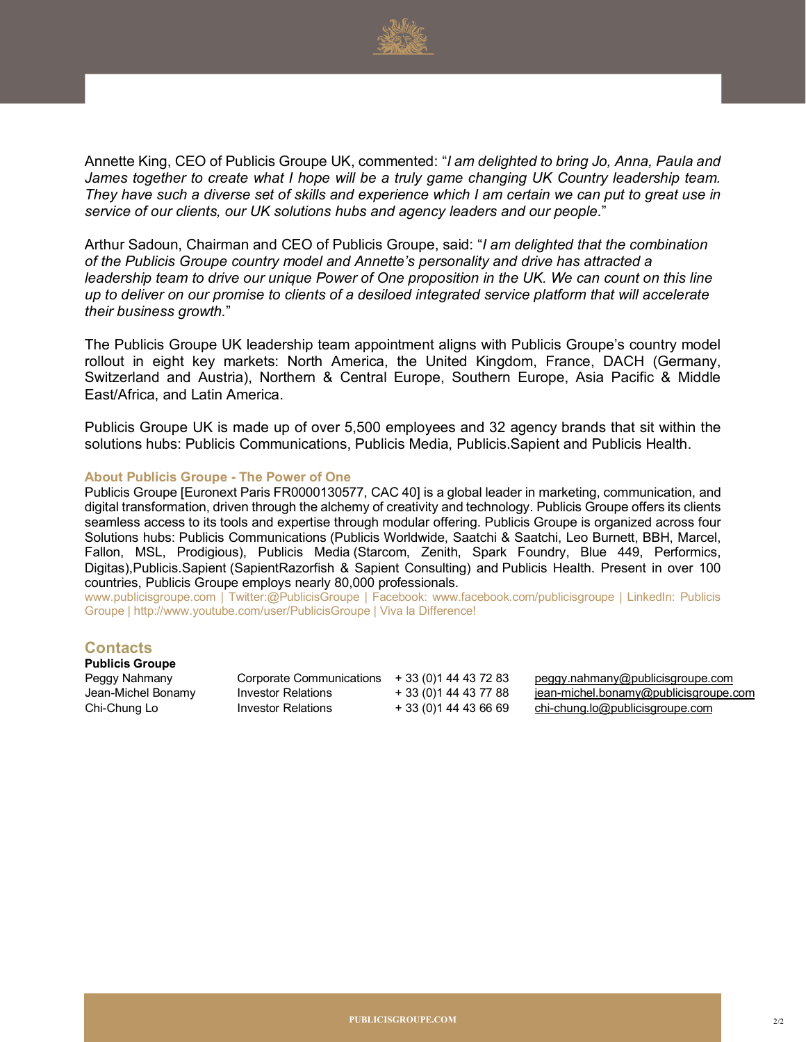Annette King, CEO of Publicis Groupe UK, commented: "*I am delighted to bring Jo, Anna, Paula and James together to create what I hope will be a truly game changing UK Country leadership team. They have such a diverse set of skills and experience which I am certain we can put to great use in service of our clients, our UK solutions hubs and agency leaders and our people.*"

Arthur Sadoun, Chairman and CEO of Publicis Groupe, said: "*I am delighted that the combination of the Publicis Groupe country model and Annette's personality and drive has attracted a leadership team to drive our unique Power of One proposition in the UK. We can count on this line up to deliver on our promise to clients of a desiloed integrated service platform that will accelerate their business growth.*"

The Publicis Groupe UK leadership team appointment aligns with Publicis Groupe's country model rollout in eight key markets: North America, the United Kingdom, France, DACH (Germany, Switzerland and Austria), Northern & Central Europe, Southern Europe, Asia Pacific & Middle East/Africa, and Latin America.

Publicis Groupe UK is made up of over 5,500 employees and 32 agency brands that sit within the solutions hubs: Publicis Communications, Publicis Media, Publicis.Sapient and Publicis Health.

### About Publicis Groupe - The Power of One

Publicis Groupe [Euronext Paris FR0000130577, CAC 40] is a global leader in marketing, communication, and digital transformation, driven through the alchemy of creativity and technology. Publicis Groupe offers its clients seamless access to its tools and expertise through modular offering. Publicis Groupe is organized across four Solutions hubs: Publicis Communications (Publicis Worldwide, Saatchi & Saatchi, Leo Burnett, BBH, Marcel, Fallon, MSL, Prodigious), Publicis Media (Starcom, Zenith, Spark Foundry, Blue 449, Performics, Digitas),Publicis.Sapient (SapientRazorfish & Sapient Consulting) and Publicis Health. Present in over 100 countries, Publicis Groupe employs nearly 80,000 professionals.

www.publicisgroupe.com | Twitter:@PublicisGroupe | Facebook: www.facebook.com/publicisgroupe | LinkedIn: Publicis Groupe | http://www.youtube.com/user/PublicisGroupe | Viva la Difference!

## Contacts

**Publicis Groupe**

| | | | |
|---|---|---|---|
| Peggy Nahmany | Corporate Communications | + 33 (0)1 44 43 72 83 | peggy.nahmany@publicisgroupe.com |
| Jean-Michel Bonamy | Investor Relations | + 33 (0)1 44 43 77 88 | jean-michel.bonamy@publicisgroupe.com |
| Chi-Chung Lo | Investor Relations | + 33 (0)1 44 43 66 69 | chi-chung.lo@publicisgroupe.com |